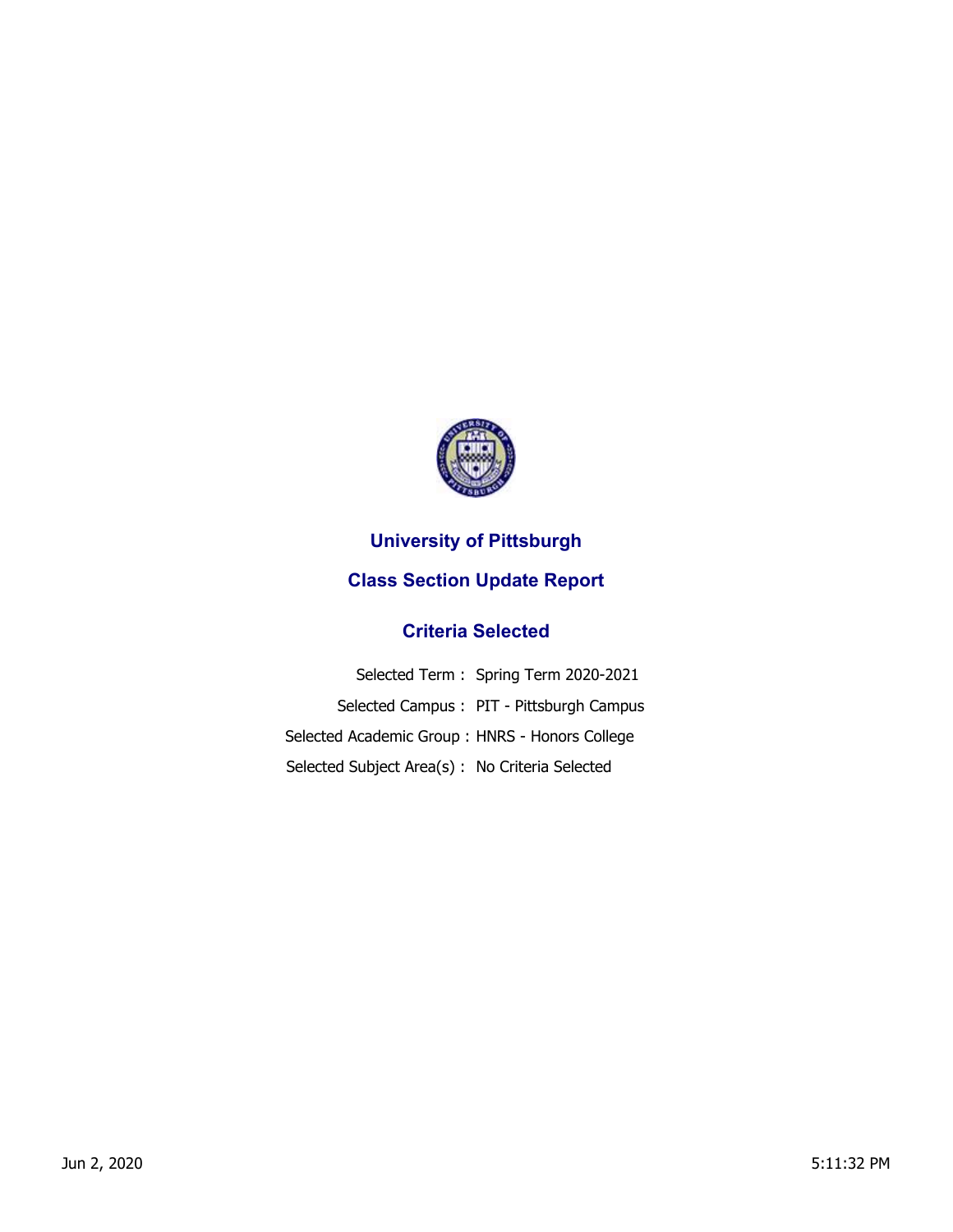# University of Pittsburgh

## Class Section Update Report

### Criteria Selected

Selected Term : Spring Term 2020-2021

Selected Campus : PIT - Pittsburgh Campus

Selected Academic Group : HNRS - Honors College

Selected Subject Area(s) : No Criteria Selected

Jun 2, 2020 5:11:32 PM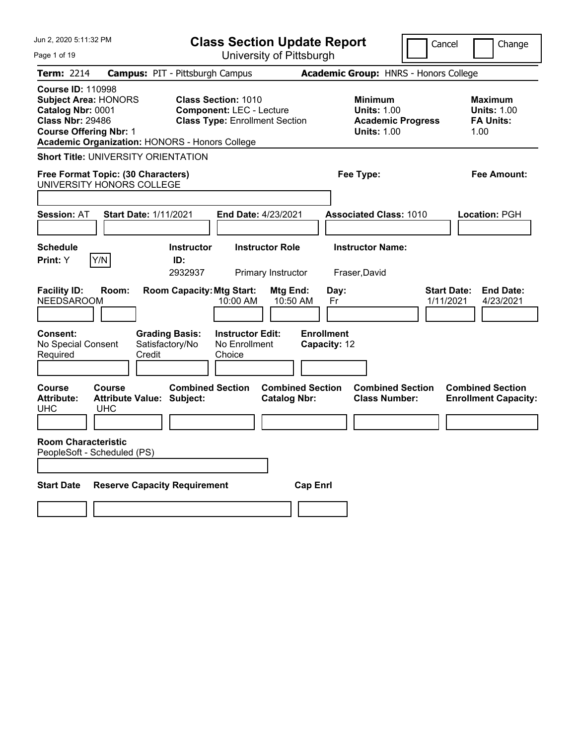# Class Section Update Report

University of Pittsburgh

Cancel | Change

**Term:** 2214 **Campus:** PIT - Pittsburgh Campus **Academic Group:** HNRS - Honors College

**Course ID:** 110998
**Subject Area:** HONORS
**Catalog Nbr:** 0001
**Class Nbr:** 29486
**Course Offering Nbr:** 1
**Academic Organization:** HONORS - Honors College

**Class Section:** 1010
**Component:** LEC - Lecture
**Class Type:** Enrollment Section

**Minimum Units:** 1.00
**Academic Progress Units:** 1.00

**Maximum Units:** 1.00
**FA Units:** 1.00

**Short Title:** UNIVERSITY ORIENTATION

**Free Format Topic: (30 Characters)**
UNIVERSITY HONORS COLLEGE

**Fee Type:**

**Fee Amount:**

**Session:** AT **Start Date:** 1/11/2021 **End Date:** 4/23/2021 **Associated Class:** 1010 **Location:** PGH

| Schedule Print | | Instructor ID | Instructor Role | Instructor Name |
|---|---|---|---|---|
| Y | Y/N | 2932937 | Primary Instructor | Fraser,David |

| Facility ID | Room | Room Capacity | Mtg Start | Mtg End | Day | Start Date | End Date |
|---|---|---|---|---|---|---|---|
| NEEDSAROOM | | | 10:00 AM | 10:50 AM | Fr | 1/11/2021 | 4/23/2021 |

| Consent | Grading Basis | Instructor Edit | Enrollment Capacity |
|---|---|---|---|
| No Special Consent Required | Satisfactory/No Credit | No Enrollment Choice | 12 |

| Course Attribute | Course Attribute Value | Combined Section Subject | Combined Section Catalog Nbr | Combined Section Class Number | Combined Section Enrollment Capacity |
|---|---|---|---|---|---|
| UHC | UHC | | | | |

**Room Characteristic**
PeopleSoft - Scheduled (PS)

| Start Date | Reserve Capacity Requirement | Cap Enrl |
|---|---|---|
| | | |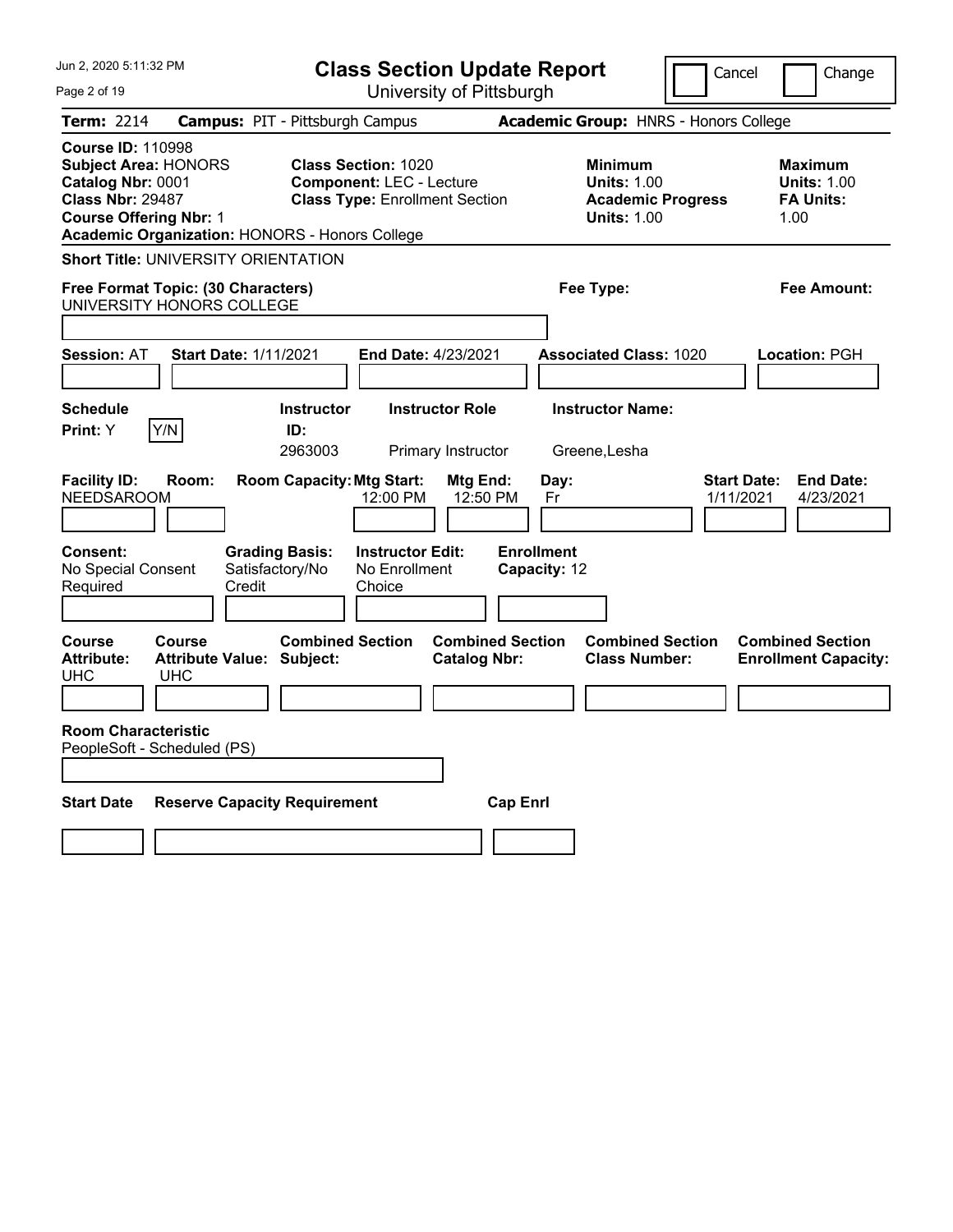Jun 2, 2020 5:11:32 PM

# Class Section Update Report

University of Pittsburgh

Cancel | Change

**Term:** 2214 **Campus:** PIT - Pittsburgh Campus **Academic Group:** HNRS - Honors College

**Course ID:** 110998
**Subject Area:** HONORS
**Catalog Nbr:** 0001
**Class Nbr:** 29487
**Course Offering Nbr:** 1
**Academic Organization:** HONORS - Honors College

**Class Section:** 1020
**Component:** LEC - Lecture
**Class Type:** Enrollment Section

**Minimum**
**Units:** 1.00
**Academic Progress Units:** 1.00

**Maximum**
**Units:** 1.00
**FA Units:** 1.00

**Short Title:** UNIVERSITY ORIENTATION

**Free Format Topic: (30 Characters)**
UNIVERSITY HONORS COLLEGE

**Fee Type:**

**Fee Amount:**

**Session:** AT **Start Date:** 1/11/2021 **End Date:** 4/23/2021 **Associated Class:** 1020 **Location:** PGH

| Schedule Print: | Instructor ID: | Instructor Role | Instructor Name: |
|---|---|---|---|
| Y | 2963003 | Primary Instructor | Greene,Lesha |

| Facility ID: | Room: | Room Capacity: | Mtg Start: | Mtg End: | Day: | Start Date: | End Date: |
|---|---|---|---|---|---|---|---|
| NEEDSAROOM | | | 12:00 PM | 12:50 PM | Fr | 1/11/2021 | 4/23/2021 |

| Consent: | Grading Basis: | Instructor Edit: | Enrollment Capacity: |
|---|---|---|---|
| No Special Consent Required | Satisfactory/No Credit | No Enrollment Choice | 12 |

| Course Attribute: | Course Attribute Value: | Combined Section Subject: | Combined Section Catalog Nbr: | Combined Section Class Number: | Combined Section Enrollment Capacity: |
|---|---|---|---|---|---|
| UHC | UHC | | | | |

**Room Characteristic**
PeopleSoft - Scheduled (PS)

| Start Date | Reserve Capacity Requirement | Cap Enrl |
|---|---|---|
| | | |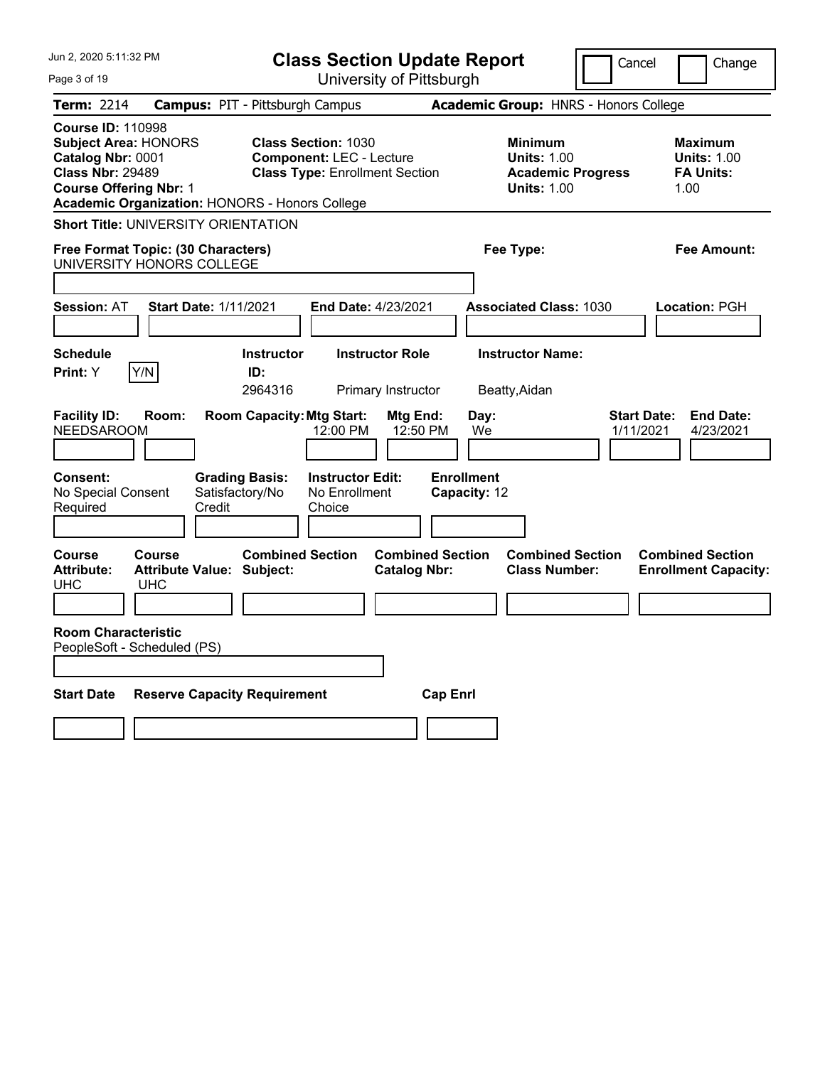Jun 2, 2020 5:11:32 PM

# Class Section Update Report

University of Pittsburgh

Cancel | Change

**Term:** 2214 **Campus:** PIT - Pittsburgh Campus **Academic Group:** HNRS - Honors College

**Course ID:** 110998
**Subject Area:** HONORS
**Catalog Nbr:** 0001
**Class Nbr:** 29489
**Course Offering Nbr:** 1
**Academic Organization:** HONORS - Honors College

**Class Section:** 1030
**Component:** LEC - Lecture
**Class Type:** Enrollment Section

**Minimum**
**Units:** 1.00
**Academic Progress Units:** 1.00

**Maximum**
**Units:** 1.00
**FA Units:** 1.00

**Short Title:** UNIVERSITY ORIENTATION

**Free Format Topic: (30 Characters)**
UNIVERSITY HONORS COLLEGE

**Fee Type:**

**Fee Amount:**

**Session:** AT **Start Date:** 1/11/2021 **End Date:** 4/23/2021 **Associated Class:** 1030 **Location:** PGH

| Schedule Print | | Instructor ID | Instructor Role | Instructor Name |
|---|---|---|---|---|
| Y | Y/N | 2964316 | Primary Instructor | Beatty,Aidan |

| Facility ID | Room | Room Capacity | Mtg Start | Mtg End | Day | Start Date | End Date |
|---|---|---|---|---|---|---|---|
| NEEDSAROOM | | | 12:00 PM | 12:50 PM | We | 1/11/2021 | 4/23/2021 |

| Consent | Grading Basis | Instructor Edit | Enrollment Capacity |
|---|---|---|---|
| No Special Consent Required | Satisfactory/No Credit | No Enrollment Choice | 12 |

| Course Attribute | Course Attribute Value | Combined Section Subject | Combined Section Catalog Nbr | Combined Section Class Number | Combined Section Enrollment Capacity |
|---|---|---|---|---|---|
| UHC | UHC | | | | |

**Room Characteristic**
PeopleSoft - Scheduled (PS)

| Start Date | Reserve Capacity Requirement | Cap Enrl |
|---|---|---|
| | | |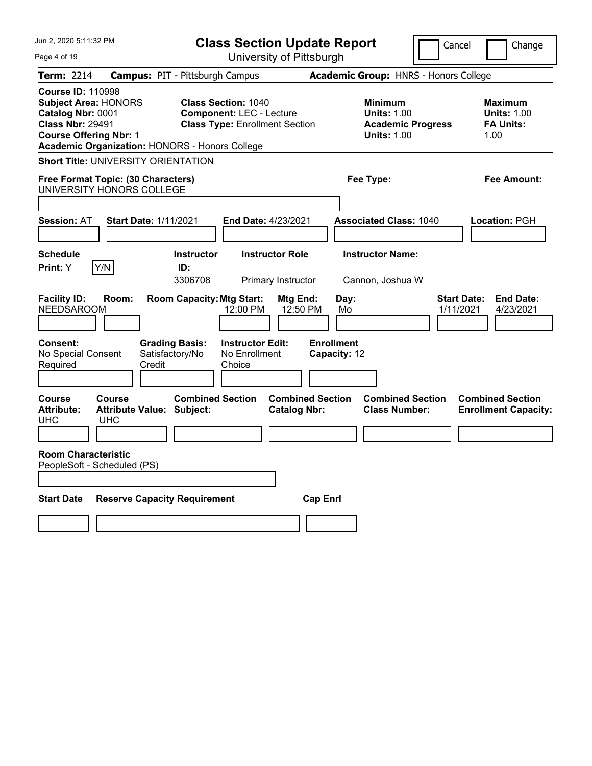Jun 2, 2020 5:11:32 PM

# Class Section Update Report

University of Pittsburgh

Cancel | Change

**Term:** 2214 **Campus:** PIT - Pittsburgh Campus **Academic Group:** HNRS - Honors College

**Course ID:** 110998
**Subject Area:** HONORS
**Catalog Nbr:** 0001
**Class Nbr:** 29491
**Course Offering Nbr:** 1
**Academic Organization:** HONORS - Honors College

**Class Section:** 1040
**Component:** LEC - Lecture
**Class Type:** Enrollment Section

**Minimum Units:** 1.00
**Academic Progress Units:** 1.00

**Maximum Units:** 1.00
**FA Units:** 1.00

**Short Title:** UNIVERSITY ORIENTATION

**Free Format Topic: (30 Characters)**
UNIVERSITY HONORS COLLEGE

**Fee Type:**

**Fee Amount:**

**Session:** AT **Start Date:** 1/11/2021 **End Date:** 4/23/2021 **Associated Class:** 1040 **Location:** PGH

**Schedule Print:** Y [Y/N]

| Instructor ID | Instructor Role | Instructor Name |
|---|---|---|
| 3306708 | Primary Instructor | Cannon, Joshua W |

| Facility ID | Room | Room Capacity | Mtg Start | Mtg End | Day | Start Date | End Date |
|---|---|---|---|---|---|---|---|
| NEEDSAROOM | | | 12:00 PM | 12:50 PM | Mo | 1/11/2021 | 4/23/2021 |

**Consent:** No Special Consent Required
**Grading Basis:** Satisfactory/No Credit
**Instructor Edit:** No Enrollment Choice
**Enrollment Capacity:** 12

| Course Attribute | Course Attribute Value | Combined Section Subject | Combined Section Catalog Nbr | Combined Section Class Number | Combined Section Enrollment Capacity |
|---|---|---|---|---|---|
| UHC | UHC | | | | |

**Room Characteristic**
PeopleSoft - Scheduled (PS)

| Start Date | Reserve Capacity Requirement | Cap Enrl |
|---|---|---|
| | | |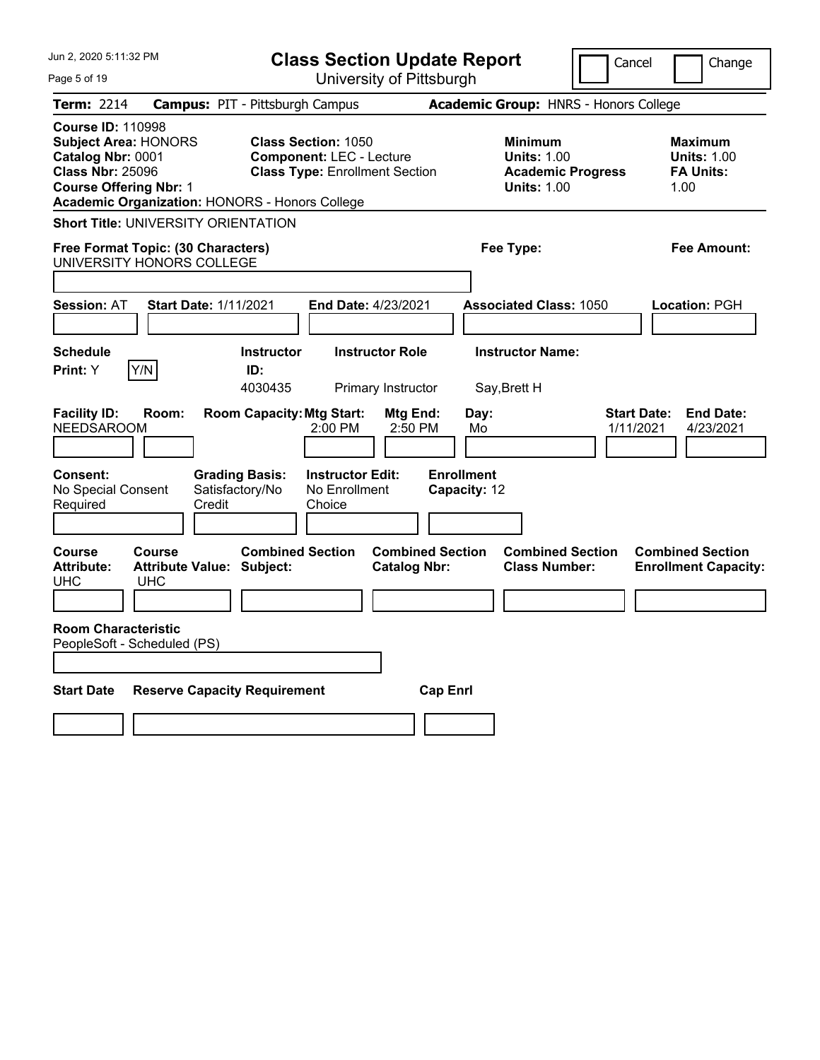Jun 2, 2020 5:11:32 PM

# Class Section Update Report

University of Pittsburgh

Cancel | Change

**Term:** 2214 **Campus:** PIT - Pittsburgh Campus **Academic Group:** HNRS - Honors College

**Course ID:** 110998
**Subject Area:** HONORS
**Catalog Nbr:** 0001
**Class Nbr:** 25096
**Course Offering Nbr:** 1
**Academic Organization:** HONORS - Honors College

**Class Section:** 1050
**Component:** LEC - Lecture
**Class Type:** Enrollment Section

**Minimum Units:** 1.00
**Academic Progress Units:** 1.00

**Maximum Units:** 1.00
**FA Units:** 1.00

**Short Title:** UNIVERSITY ORIENTATION

**Free Format Topic: (30 Characters)**
UNIVERSITY HONORS COLLEGE

**Fee Type:**

**Fee Amount:**

**Session:** AT **Start Date:** 1/11/2021 **End Date:** 4/23/2021 **Associated Class:** 1050 **Location:** PGH

| Schedule Print: | | Instructor ID: | Instructor Role | Instructor Name: |
|---|---|---|---|---|
| Y | Y/N | 4030435 | Primary Instructor | Say,Brett H |

| Facility ID: | Room: | Room Capacity: | Mtg Start: | Mtg End: | Day: | Start Date: | End Date: |
|---|---|---|---|---|---|---|---|
| NEEDSAROOM | | | 2:00 PM | 2:50 PM | Mo | 1/11/2021 | 4/23/2021 |

| Consent: | Grading Basis: | Instructor Edit: | Enrollment Capacity: |
|---|---|---|---|
| No Special Consent Required | Satisfactory/No Credit | No Enrollment Choice | 12 |

| Course Attribute: | Course Attribute Value: | Combined Section Subject: | Combined Section Catalog Nbr: | Combined Section Class Number: | Combined Section Enrollment Capacity: |
|---|---|---|---|---|---|
| UHC | UHC | | | | |

**Room Characteristic**
PeopleSoft - Scheduled (PS)

| Start Date | Reserve Capacity Requirement | Cap Enrl |
|---|---|---|
| | | |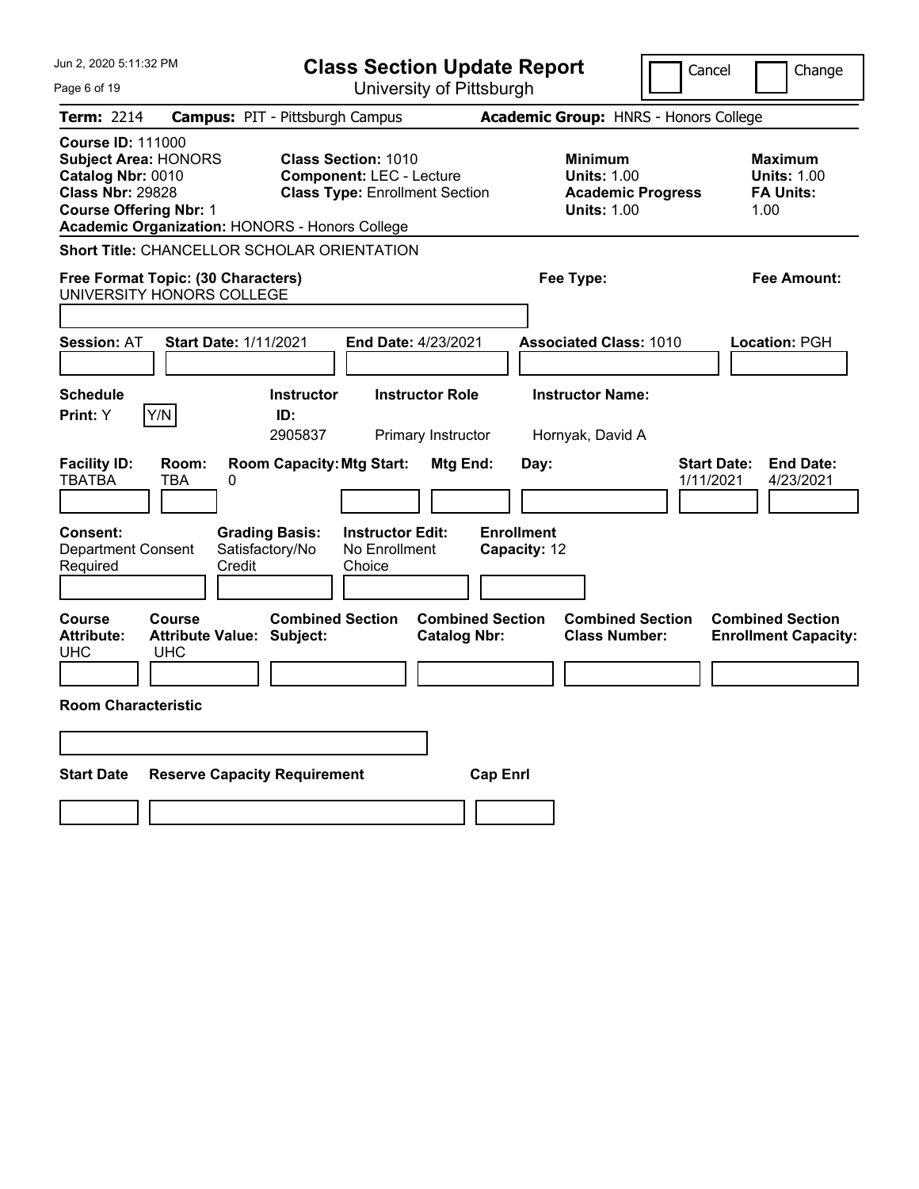# Class Section Update Report

University of Pittsburgh

Cancel | Change

**Term:** 2214 **Campus:** PIT - Pittsburgh Campus **Academic Group:** HNRS - Honors College

**Course ID:** 111000
**Subject Area:** HONORS
**Catalog Nbr:** 0010
**Class Nbr:** 29828
**Course Offering Nbr:** 1
**Academic Organization:** HONORS - Honors College

**Class Section:** 1010
**Component:** LEC - Lecture
**Class Type:** Enrollment Section

**Minimum**
**Units:** 1.00
**Academic Progress**
**Units:** 1.00

**Maximum**
**Units:** 1.00
**FA Units:**
1.00

**Short Title:** CHANCELLOR SCHOLAR ORIENTATION

**Free Format Topic: (30 Characters)**
UNIVERSITY HONORS COLLEGE

**Fee Type:**

**Fee Amount:**

**Session:** AT **Start Date:** 1/11/2021 **End Date:** 4/23/2021 **Associated Class:** 1010 **Location:** PGH

| Schedule Print: | Instructor ID: | Instructor Role | Instructor Name: |
|---|---|---|---|
| Y Y/N | 2905837 | Primary Instructor | Hornyak, David A |

| Facility ID: | Room: | Room Capacity: | Mtg Start: | Mtg End: | Day: | Start Date: | End Date: |
|---|---|---|---|---|---|---|---|
| TBATBA | TBA | 0 | | | | 1/11/2021 | 4/23/2021 |

| Consent: | Grading Basis: | Instructor Edit: | Enrollment Capacity: |
|---|---|---|---|
| Department Consent Required | Satisfactory/No Credit | No Enrollment Choice | 12 |

| Course Attribute: | Course Attribute Value: | Combined Section Subject: | Combined Section Catalog Nbr: | Combined Section Class Number: | Combined Section Enrollment Capacity: |
|---|---|---|---|---|---|
| UHC | UHC | | | | |

**Room Characteristic**

| Start Date | Reserve Capacity Requirement | Cap Enrl |
|---|---|---|
| | | |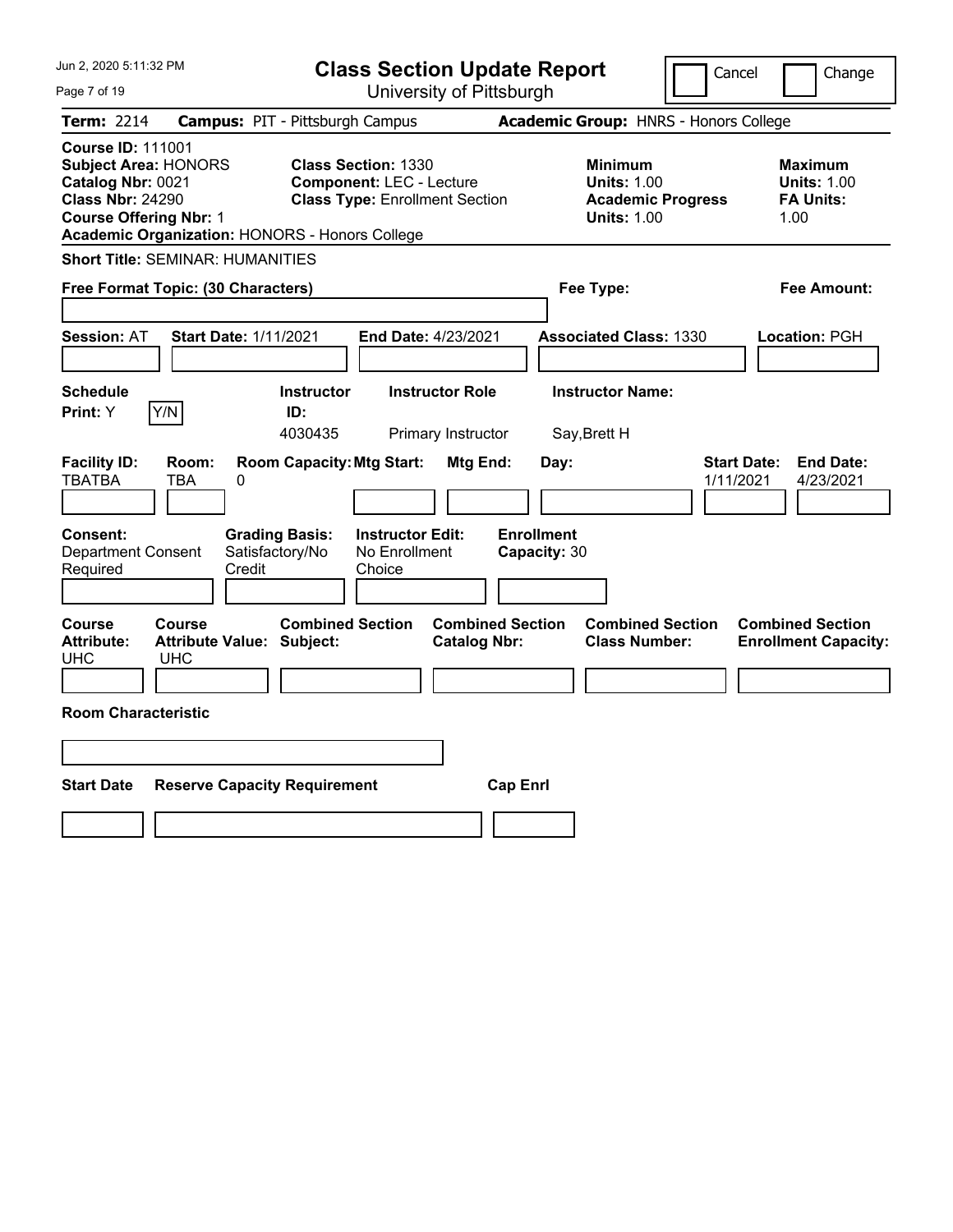Jun 2, 2020 5:11:32 PM

# Class Section Update Report

University of Pittsburgh

Cancel | Change

**Term:** 2214 **Campus:** PIT - Pittsburgh Campus **Academic Group:** HNRS - Honors College

**Course ID:** 111001
**Subject Area:** HONORS
**Catalog Nbr:** 0021
**Class Nbr:** 24290
**Course Offering Nbr:** 1
**Academic Organization:** HONORS - Honors College

**Class Section:** 1330
**Component:** LEC - Lecture
**Class Type:** Enrollment Section

**Minimum**
**Units:** 1.00
**Academic Progress Units:** 1.00

**Maximum**
**Units:** 1.00
**FA Units:** 1.00

**Short Title:** SEMINAR: HUMANITIES

**Free Format Topic: (30 Characters)**

**Fee Type:**

**Fee Amount:**

**Session:** AT **Start Date:** 1/11/2021 **End Date:** 4/23/2021 **Associated Class:** 1330 **Location:** PGH

| Schedule Print: | Instructor ID: | Instructor Role | Instructor Name: |
|---|---|---|---|
| Y (Y/N) | 4030435 | Primary Instructor | Say,Brett H |

| Facility ID: | Room: | Room Capacity: | Mtg Start: | Mtg End: | Day: | Start Date: | End Date: |
|---|---|---|---|---|---|---|---|
| TBATBA | TBA | 0 | | | | 1/11/2021 | 4/23/2021 |

| Consent: | Grading Basis: | Instructor Edit: | Enrollment Capacity: |
|---|---|---|---|
| Department Consent Required | Satisfactory/No Credit | No Enrollment Choice | 30 |

| Course Attribute: | Course Attribute Value: | Combined Section Subject: | Combined Section Catalog Nbr: | Combined Section Class Number: | Combined Section Enrollment Capacity: |
|---|---|---|---|---|---|
| UHC | UHC | | | | |

**Room Characteristic**

| Start Date | Reserve Capacity Requirement | Cap Enrl |
|---|---|---|
| | | |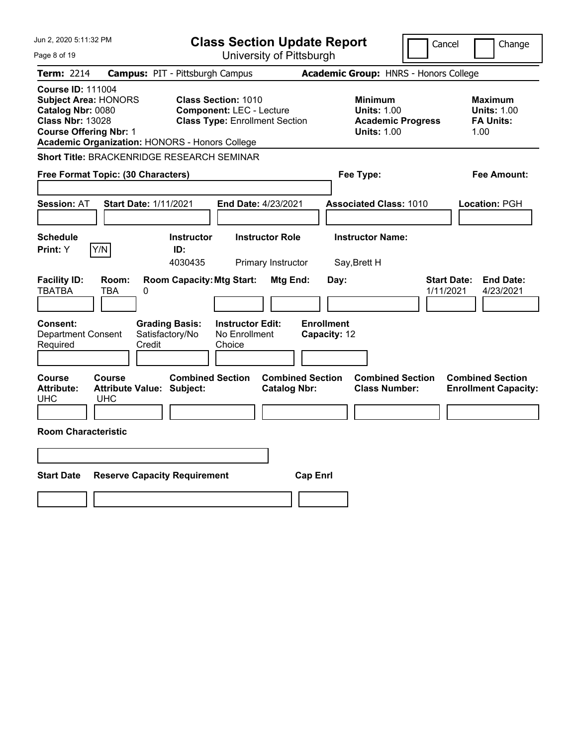Jun 2, 2020 5:11:32 PM

# Class Section Update Report

University of Pittsburgh

Cancel | Change

**Term:** 2214 **Campus:** PIT - Pittsburgh Campus **Academic Group:** HNRS - Honors College

**Course ID:** 111004
**Subject Area:** HONORS
**Catalog Nbr:** 0080
**Class Nbr:** 13028
**Course Offering Nbr:** 1
**Academic Organization:** HONORS - Honors College

**Class Section:** 1010
**Component:** LEC - Lecture
**Class Type:** Enrollment Section

**Minimum Units:** 1.00
**Academic Progress Units:** 1.00

**Maximum Units:** 1.00
**FA Units:** 1.00

**Short Title:** BRACKENRIDGE RESEARCH SEMINAR

**Free Format Topic: (30 Characters)**

**Fee Type:**

**Fee Amount:**

**Session:** AT **Start Date:** 1/11/2021 **End Date:** 4/23/2021 **Associated Class:** 1010 **Location:** PGH

| Schedule Print | Instructor ID | Instructor Role | Instructor Name |
|---|---|---|---|
| Y (Y/N) | 4030435 | Primary Instructor | Say,Brett H |

| Facility ID | Room | Room Capacity | Mtg Start | Mtg End | Day | Start Date | End Date |
|---|---|---|---|---|---|---|---|
| TBATBA | TBA | 0 | | | | 1/11/2021 | 4/23/2021 |

**Consent:** Department Consent Required
**Grading Basis:** Satisfactory/No Credit
**Instructor Edit:** No Enrollment Choice
**Enrollment Capacity:** 12

| Course Attribute | Course Attribute Value | Combined Section Subject | Combined Section Catalog Nbr | Combined Section Class Number | Combined Section Enrollment Capacity |
|---|---|---|---|---|---|
| UHC | UHC | | | | |

**Room Characteristic**

| Start Date | Reserve Capacity Requirement | Cap Enrl |
|---|---|---|
| | | |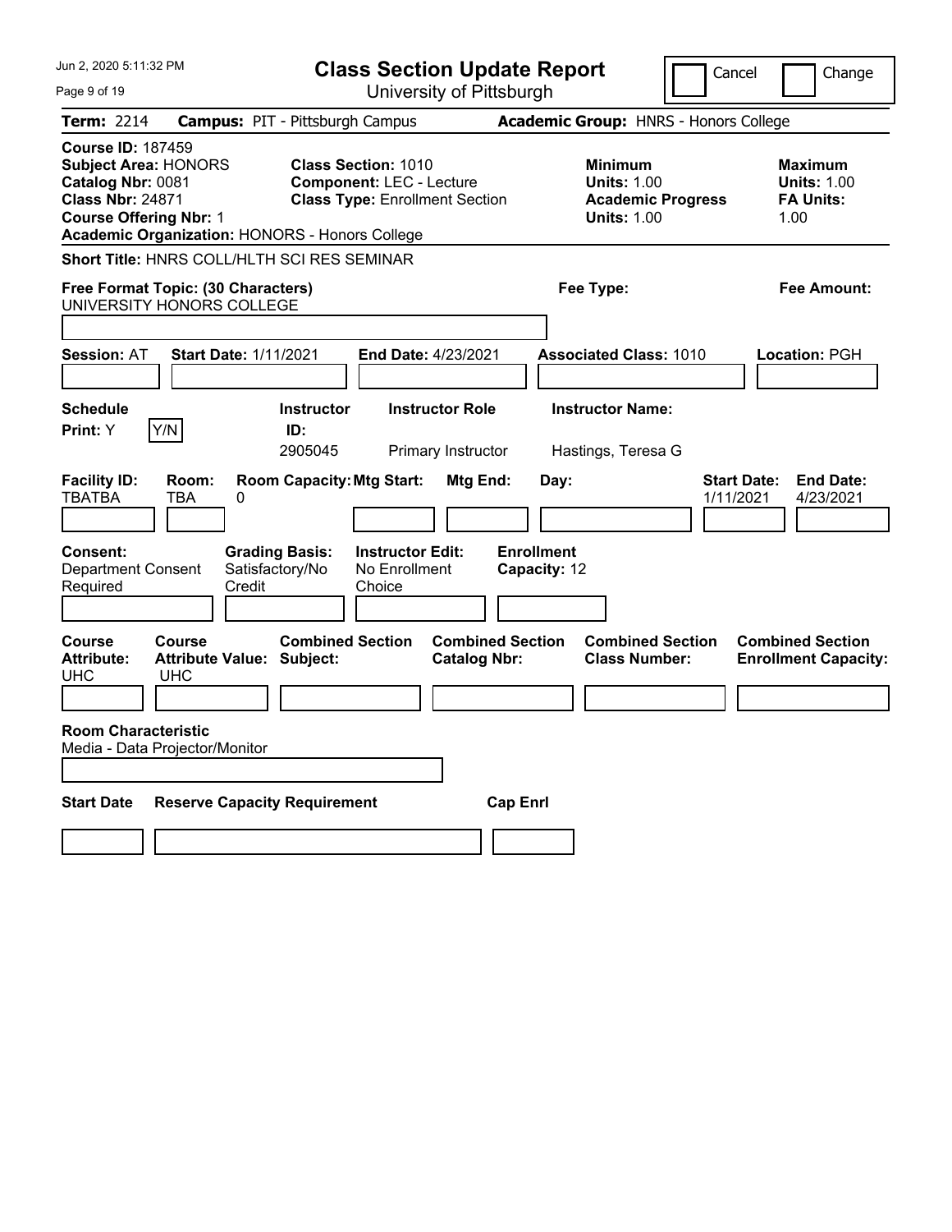# Class Section Update Report

University of Pittsburgh

Jun 2, 2020 5:11:32 PM

Cancel | Change

**Term:** 2214 **Campus:** PIT - Pittsburgh Campus **Academic Group:** HNRS - Honors College

**Course ID:** 187459
**Subject Area:** HONORS
**Catalog Nbr:** 0081
**Class Nbr:** 24871
**Course Offering Nbr:** 1
**Academic Organization:** HONORS - Honors College

**Class Section:** 1010
**Component:** LEC - Lecture
**Class Type:** Enrollment Section

**Minimum Units:** 1.00
**Academic Progress Units:** 1.00

**Maximum Units:** 1.00
**FA Units:** 1.00

**Short Title:** HNRS COLL/HLTH SCI RES SEMINAR

**Free Format Topic: (30 Characters)**
UNIVERSITY HONORS COLLEGE

**Fee Type:**

**Fee Amount:**

**Session:** AT **Start Date:** 1/11/2021 **End Date:** 4/23/2021 **Associated Class:** 1010 **Location:** PGH

| Schedule Print | | Instructor ID | Instructor Role | Instructor Name |
|---|---|---|---|---|
| Y | Y/N | 2905045 | Primary Instructor | Hastings, Teresa G |

| Facility ID | Room | Room Capacity | Mtg Start | Mtg End | Day | Start Date | End Date |
|---|---|---|---|---|---|---|---|
| TBATBA | TBA | 0 | | | | 1/11/2021 | 4/23/2021 |

| Consent | Grading Basis | Instructor Edit | Enrollment Capacity |
|---|---|---|---|
| Department Consent Required | Satisfactory/No Credit | No Enrollment Choice | 12 |

| Course Attribute | Course Attribute Value | Combined Section Subject | Combined Section Catalog Nbr | Combined Section Class Number | Combined Section Enrollment Capacity |
|---|---|---|---|---|---|
| UHC | UHC | | | | |

**Room Characteristic**
Media - Data Projector/Monitor

| Start Date | Reserve Capacity Requirement | Cap Enrl |
|---|---|---|
| | | |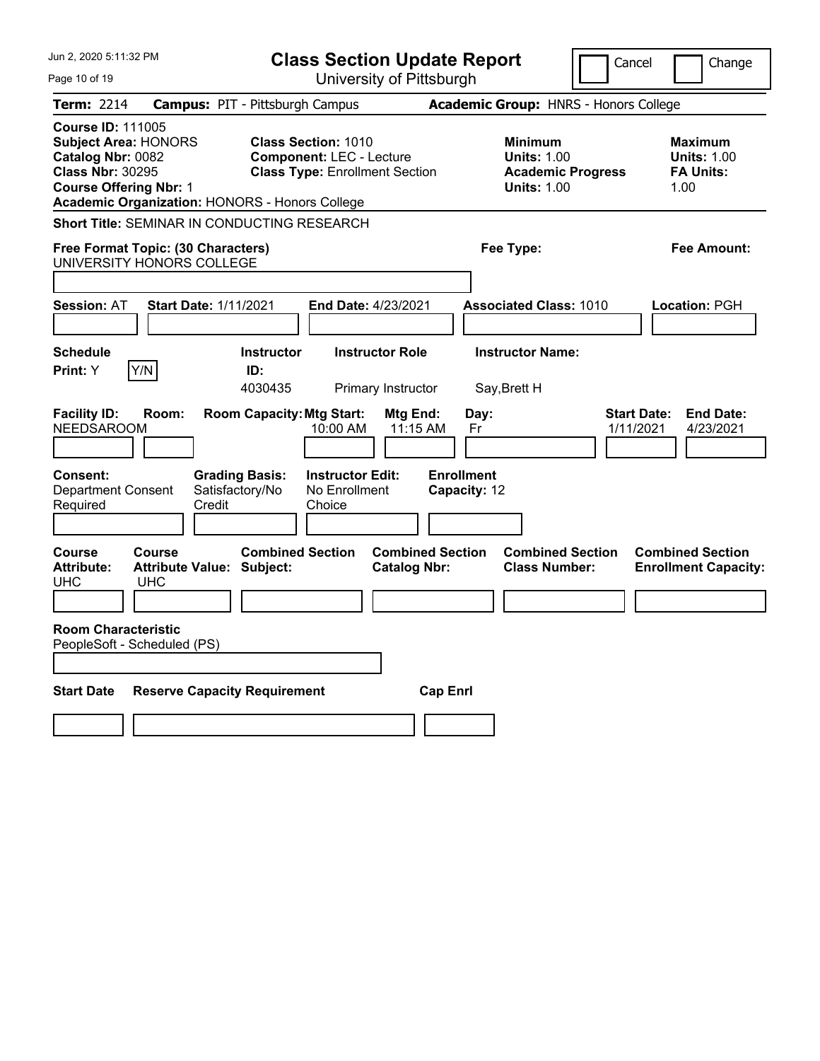# Class Section Update Report

University of Pittsburgh

Cancel | Change

**Term:** 2214 **Campus:** PIT - Pittsburgh Campus **Academic Group:** HNRS - Honors College

**Course ID:** 111005
**Subject Area:** HONORS
**Catalog Nbr:** 0082
**Class Nbr:** 30295
**Course Offering Nbr:** 1
**Academic Organization:** HONORS - Honors College

**Class Section:** 1010
**Component:** LEC - Lecture
**Class Type:** Enrollment Section

**Minimum Units:** 1.00
**Academic Progress Units:** 1.00

**Maximum Units:** 1.00
**FA Units:** 1.00

**Short Title:** SEMINAR IN CONDUCTING RESEARCH

**Free Format Topic: (30 Characters)**
UNIVERSITY HONORS COLLEGE

**Fee Type:**

**Fee Amount:**

**Session:** AT **Start Date:** 1/11/2021 **End Date:** 4/23/2021 **Associated Class:** 1010 **Location:** PGH

**Schedule Print:** Y [Y/N]

| Instructor ID: | Instructor Role | Instructor Name: |
|---|---|---|
| 4030435 | Primary Instructor | Say,Brett H |

| Facility ID: | Room: | Room Capacity: | Mtg Start: | Mtg End: | Day: | Start Date: | End Date: |
|---|---|---|---|---|---|---|---|
| NEEDSAROOM | | | 10:00 AM | 11:15 AM | Fr | 1/11/2021 | 4/23/2021 |

| Consent: | Grading Basis: | Instructor Edit: | Enrollment Capacity: |
|---|---|---|---|
| Department Consent Required | Satisfactory/No Credit | No Enrollment Choice | 12 |

| Course Attribute: | Course Attribute Value: | Combined Section Subject: | Combined Section Catalog Nbr: | Combined Section Class Number: | Combined Section Enrollment Capacity: |
|---|---|---|---|---|---|
| UHC | UHC | | | | |

**Room Characteristic**
PeopleSoft - Scheduled (PS)

| Start Date | Reserve Capacity Requirement | Cap Enrl |
|---|---|---|
| | | |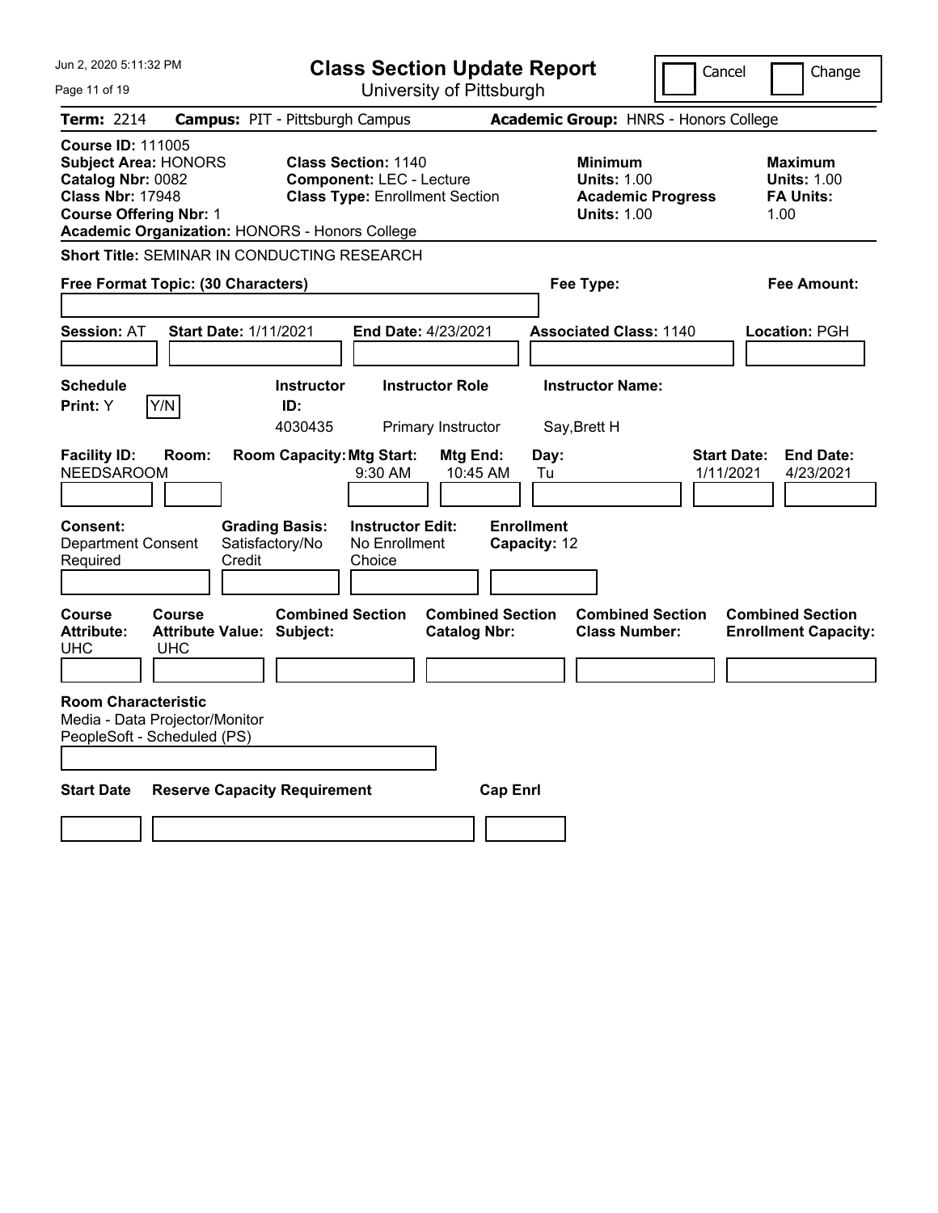# Class Section Update Report

University of Pittsburgh

Jun 2, 2020 5:11:32 PM

Cancel ☐ Change ☐

**Term:** 2214 **Campus:** PIT - Pittsburgh Campus **Academic Group:** HNRS - Honors College

**Course ID:** 111005
**Subject Area:** HONORS
**Catalog Nbr:** 0082
**Class Nbr:** 17948
**Course Offering Nbr:** 1
**Academic Organization:** HONORS - Honors College

**Class Section:** 1140
**Component:** LEC - Lecture
**Class Type:** Enrollment Section

**Minimum Units:** 1.00
**Academic Progress Units:** 1.00

**Maximum Units:** 1.00
**FA Units:** 1.00

**Short Title:** SEMINAR IN CONDUCTING RESEARCH

**Free Format Topic: (30 Characters)**

**Fee Type:**

**Fee Amount:**

**Session:** AT **Start Date:** 1/11/2021 **End Date:** 4/23/2021 **Associated Class:** 1140 **Location:** PGH

**Schedule Print:** Y [Y/N]

| Instructor ID | Instructor Role | Instructor Name |
|---|---|---|
| 4030435 | Primary Instructor | Say,Brett H |

| Facility ID | Room | Room Capacity | Mtg Start | Mtg End | Day | Start Date | End Date |
|---|---|---|---|---|---|---|---|
| NEEDSAROOM | | | 9:30 AM | 10:45 AM | Tu | 1/11/2021 | 4/23/2021 |

**Consent:** Department Consent Required
**Grading Basis:** Satisfactory/No Credit
**Instructor Edit:** No Enrollment Choice
**Enrollment Capacity:** 12

| Course Attribute | Course Attribute Value | Combined Section Subject | Combined Section Catalog Nbr | Combined Section Class Number | Combined Section Enrollment Capacity |
|---|---|---|---|---|---|
| UHC | UHC | | | | |

**Room Characteristic**
Media - Data Projector/Monitor
PeopleSoft - Scheduled (PS)

| Start Date | Reserve Capacity Requirement | Cap Enrl |
|---|---|---|
| | | |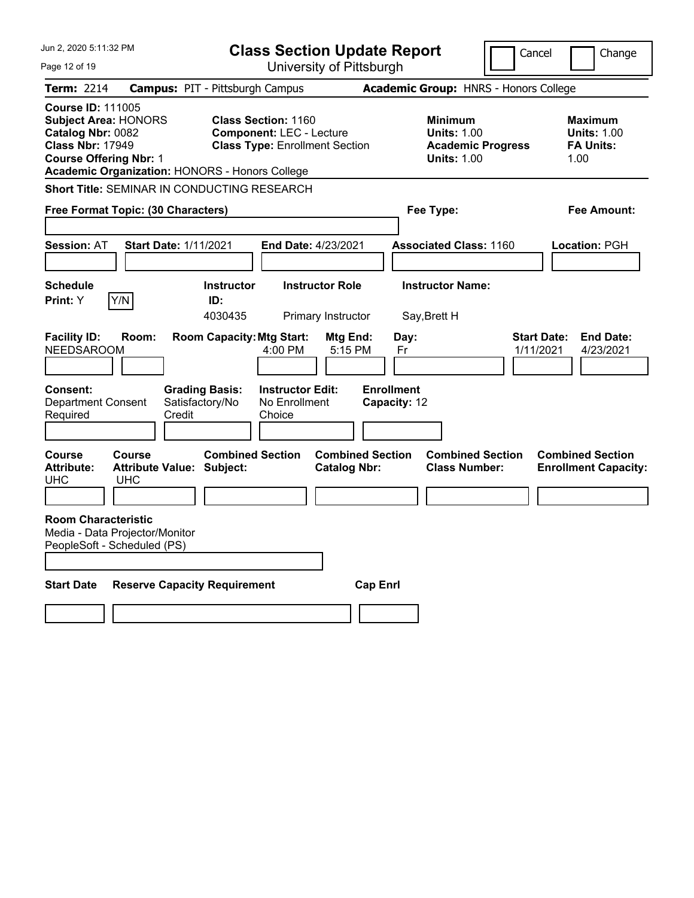Jun 2, 2020 5:11:32 PM

# Class Section Update Report

University of Pittsburgh

Cancel | Change

**Term:** 2214 **Campus:** PIT - Pittsburgh Campus **Academic Group:** HNRS - Honors College

**Course ID:** 111005
**Subject Area:** HONORS
**Catalog Nbr:** 0082
**Class Nbr:** 17949
**Course Offering Nbr:** 1
**Academic Organization:** HONORS - Honors College

**Class Section:** 1160
**Component:** LEC - Lecture
**Class Type:** Enrollment Section

**Minimum Units:** 1.00
**Academic Progress Units:** 1.00

**Maximum Units:** 1.00
**FA Units:** 1.00

**Short Title:** SEMINAR IN CONDUCTING RESEARCH

**Free Format Topic: (30 Characters)**

**Fee Type:**

**Fee Amount:**

**Session:** AT **Start Date:** 1/11/2021 **End Date:** 4/23/2021 **Associated Class:** 1160 **Location:** PGH

**Schedule Print:** Y Y/N

| Instructor ID | Instructor Role | Instructor Name |
|---|---|---|
| 4030435 | Primary Instructor | Say,Brett H |

| Facility ID | Room | Room Capacity | Mtg Start | Mtg End | Day | Start Date | End Date |
|---|---|---|---|---|---|---|---|
| NEEDSAROOM | | | 4:00 PM | 5:15 PM | Fr | 1/11/2021 | 4/23/2021 |

**Consent:** Department Consent Required
**Grading Basis:** Satisfactory/No Credit
**Instructor Edit:** No Enrollment Choice
**Enrollment Capacity:** 12

| Course Attribute | Course Attribute Value | Combined Section Subject | Combined Section Catalog Nbr | Combined Section Class Number | Combined Section Enrollment Capacity |
|---|---|---|---|---|---|
| UHC | UHC | | | | |

**Room Characteristic**
Media - Data Projector/Monitor
PeopleSoft - Scheduled (PS)

| Start Date | Reserve Capacity Requirement | Cap Enrl |
|---|---|---|
| | | |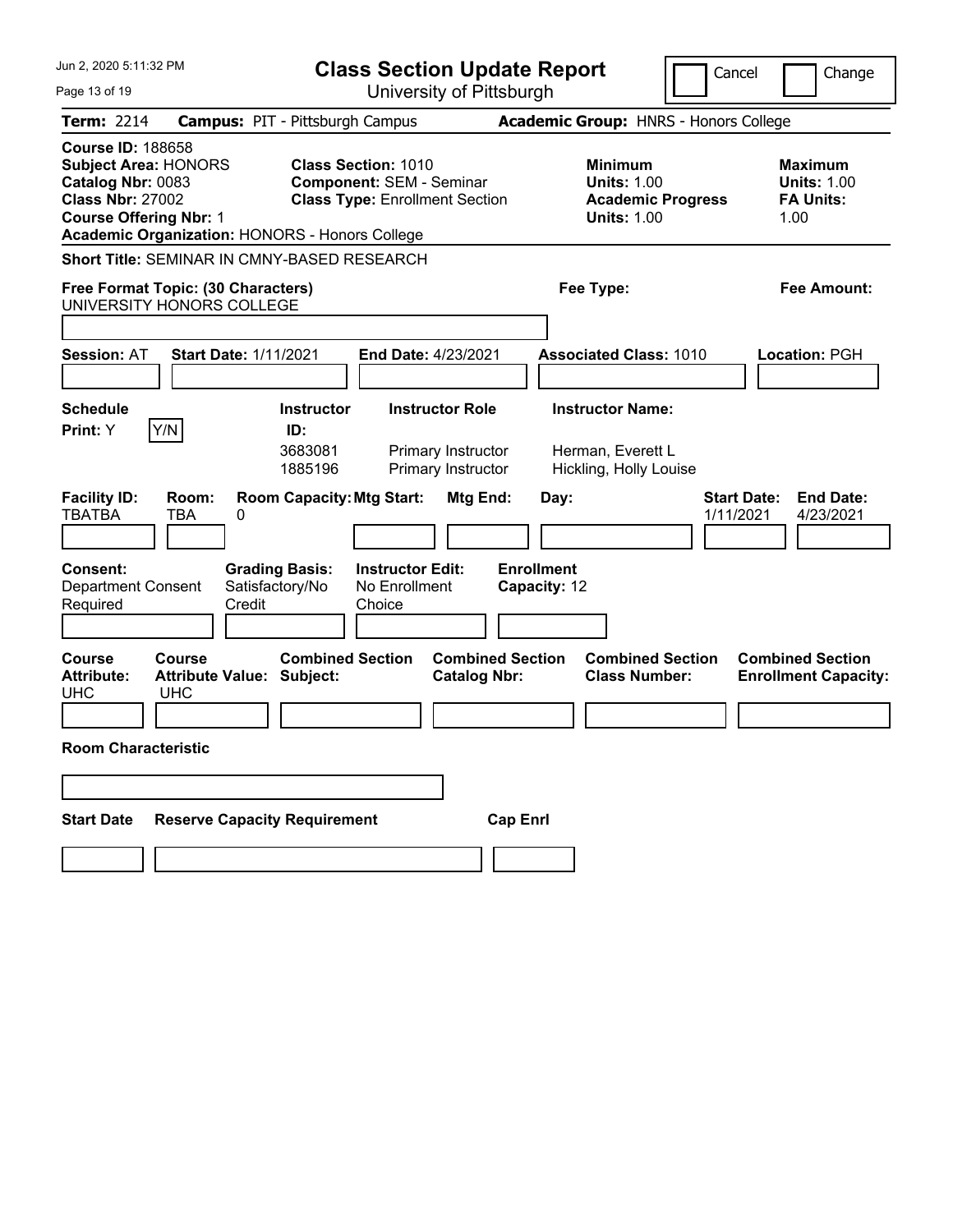# Class Section Update Report

University of Pittsburgh

Jun 2, 2020 5:11:32 PM

Cancel | Change

**Term:** 2214 **Campus:** PIT - Pittsburgh Campus **Academic Group:** HNRS - Honors College

**Course ID:** 188658
**Subject Area:** HONORS
**Catalog Nbr:** 0083
**Class Nbr:** 27002
**Course Offering Nbr:** 1
**Academic Organization:** HONORS - Honors College

**Class Section:** 1010
**Component:** SEM - Seminar
**Class Type:** Enrollment Section

**Minimum Units:** 1.00
**Academic Progress Units:** 1.00

**Maximum Units:** 1.00
**FA Units:** 1.00

**Short Title:** SEMINAR IN CMNY-BASED RESEARCH

**Free Format Topic: (30 Characters)** UNIVERSITY HONORS COLLEGE

**Fee Type:**

**Fee Amount:**

**Session:** AT **Start Date:** 1/11/2021 **End Date:** 4/23/2021 **Associated Class:** 1010 **Location:** PGH

**Schedule Print:** Y [Y/N]

| Instructor ID: | Instructor Role | Instructor Name: |
| --- | --- | --- |
| 3683081 | Primary Instructor | Herman, Everett L |
| 1885196 | Primary Instructor | Hickling, Holly Louise |

| Facility ID: | Room: | Room Capacity: | Mtg Start: | Mtg End: | Day: | Start Date: | End Date: |
| --- | --- | --- | --- | --- | --- | --- | --- |
| TBATBA | TBA | 0 | | | | 1/11/2021 | 4/23/2021 |

**Consent:** Department Consent Required

**Grading Basis:** Satisfactory/No Credit

**Instructor Edit:** No Enrollment Choice

**Enrollment Capacity:** 12

| Course Attribute: | Course Attribute Value: | Combined Section Subject: | Combined Section Catalog Nbr: | Combined Section Class Number: | Combined Section Enrollment Capacity: |
| --- | --- | --- | --- | --- | --- |
| UHC | UHC | | | | |

**Room Characteristic**

| Start Date | Reserve Capacity Requirement | Cap Enrl |
| --- | --- | --- |
| | | |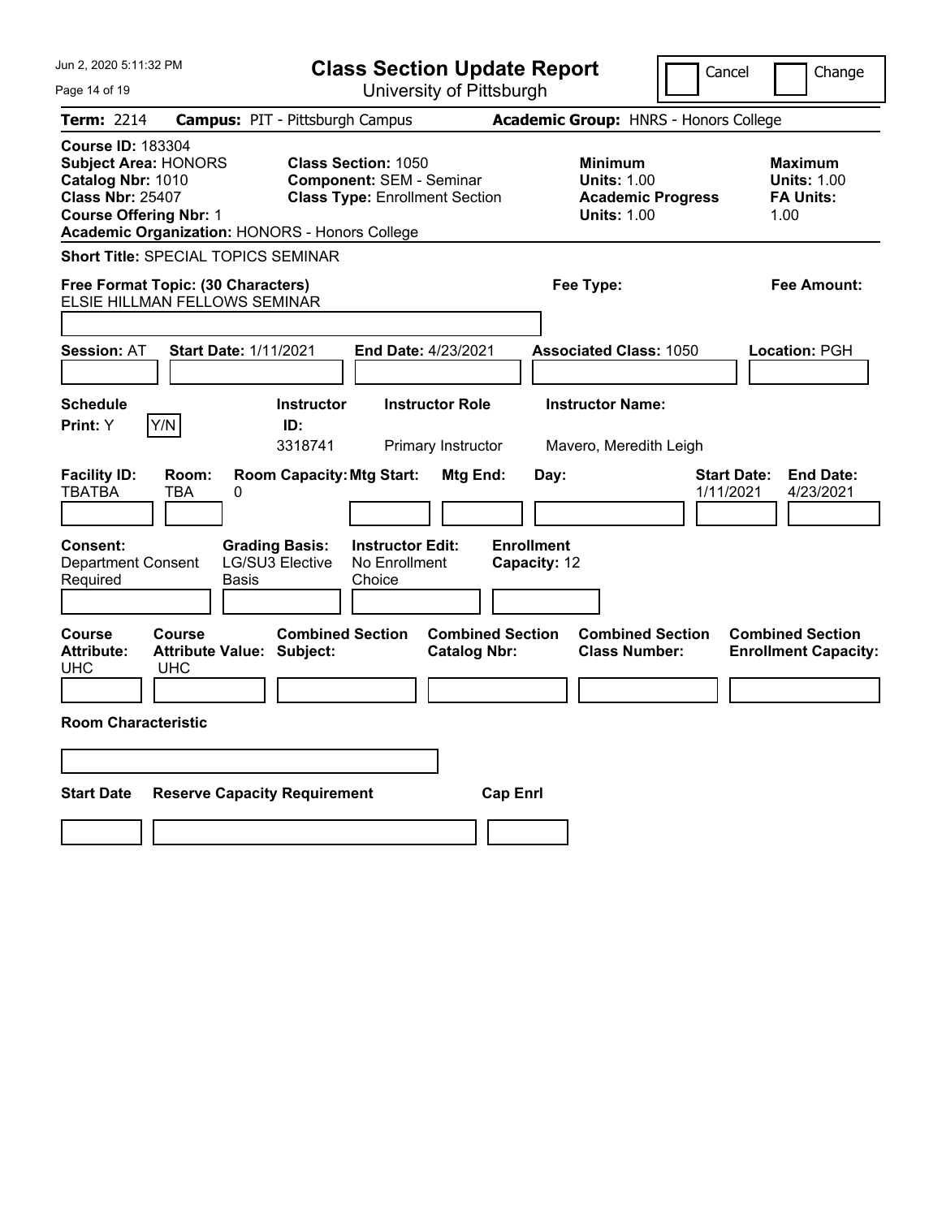# Class Section Update Report

University of Pittsburgh

Cancel | Change

**Term:** 2214 **Campus:** PIT - Pittsburgh Campus **Academic Group:** HNRS - Honors College

**Course ID:** 183304
**Subject Area:** HONORS
**Catalog Nbr:** 1010
**Class Nbr:** 25407
**Course Offering Nbr:** 1
**Academic Organization:** HONORS - Honors College

**Class Section:** 1050
**Component:** SEM - Seminar
**Class Type:** Enrollment Section

**Minimum Units:** 1.00
**Academic Progress Units:** 1.00

**Maximum Units:** 1.00
**FA Units:** 1.00

**Short Title:** SPECIAL TOPICS SEMINAR

**Free Format Topic: (30 Characters)**
ELSIE HILLMAN FELLOWS SEMINAR

**Fee Type:**

**Fee Amount:**

**Session:** AT **Start Date:** 1/11/2021 **End Date:** 4/23/2021 **Associated Class:** 1050 **Location:** PGH

| Schedule Print | Instructor ID | Instructor Role | Instructor Name |
|---|---|---|---|
| Y (Y/N) | 3318741 | Primary Instructor | Mavero, Meredith Leigh |

| Facility ID | Room | Room Capacity | Mtg Start | Mtg End | Day | Start Date | End Date |
|---|---|---|---|---|---|---|---|
| TBATBA | TBA | 0 | | | | 1/11/2021 | 4/23/2021 |

**Consent:** Department Consent Required
**Grading Basis:** LG/SU3 Elective Basis
**Instructor Edit:** No Enrollment Choice
**Enrollment Capacity:** 12

| Course Attribute | Course Attribute Value | Combined Section Subject | Combined Section Catalog Nbr | Combined Section Class Number | Combined Section Enrollment Capacity |
|---|---|---|---|---|---|
| UHC | UHC | | | | |

**Room Characteristic**

| Start Date | Reserve Capacity Requirement | Cap Enrl |
|---|---|---|
| | | |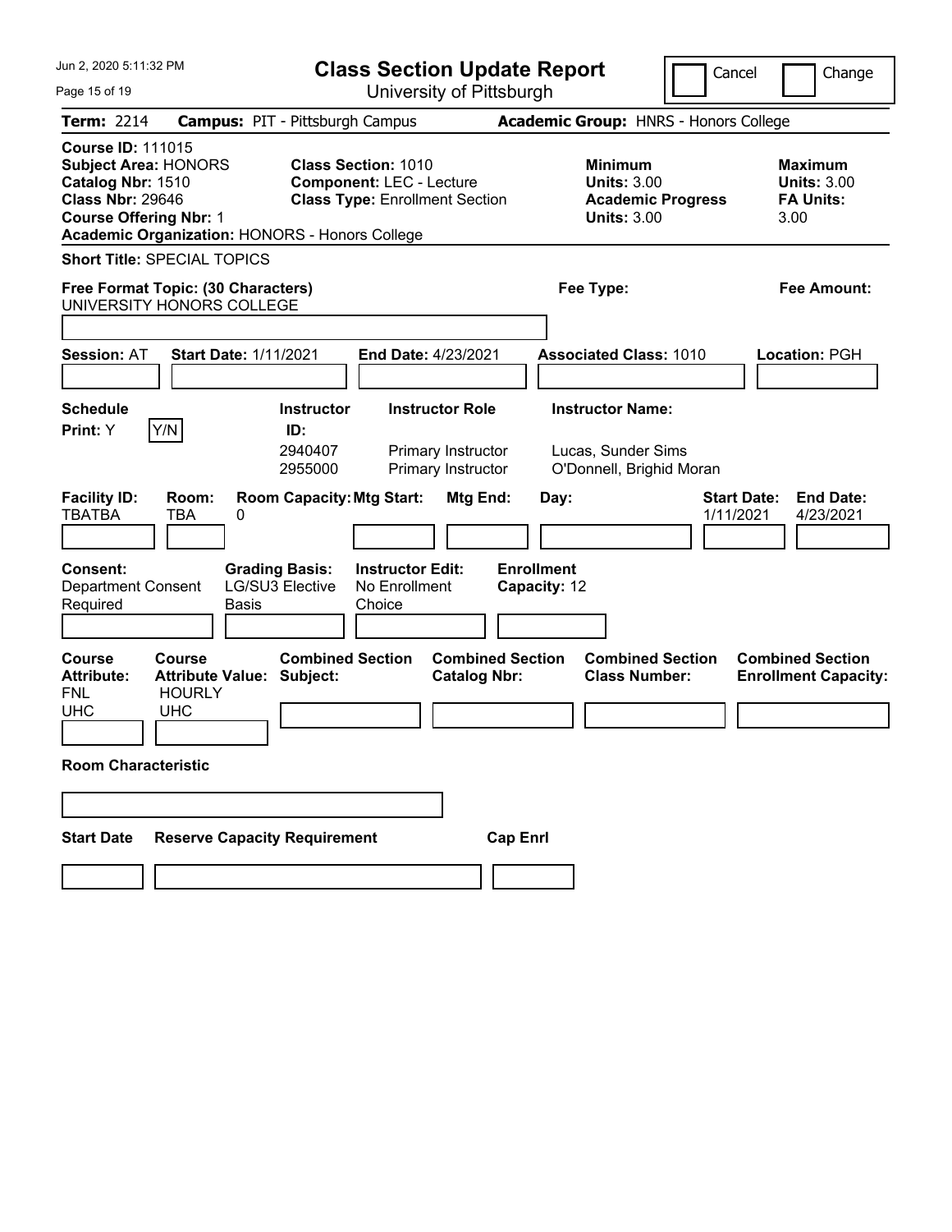# Class Section Update Report

University of Pittsburgh

Cancel | Change

**Term:** 2214 **Campus:** PIT - Pittsburgh Campus **Academic Group:** HNRS - Honors College

**Course ID:** 111015
**Subject Area:** HONORS
**Catalog Nbr:** 1510
**Class Nbr:** 29646
**Course Offering Nbr:** 1
**Academic Organization:** HONORS - Honors College

**Class Section:** 1010
**Component:** LEC - Lecture
**Class Type:** Enrollment Section

**Minimum Units:** 3.00
**Academic Progress Units:** 3.00

**Maximum Units:** 3.00
**FA Units:** 3.00

**Short Title:** SPECIAL TOPICS

**Free Format Topic: (30 Characters)**
UNIVERSITY HONORS COLLEGE

**Fee Type:**

**Fee Amount:**

**Session:** AT **Start Date:** 1/11/2021 **End Date:** 4/23/2021 **Associated Class:** 1010 **Location:** PGH

**Schedule Print:** Y [Y/N]

| Instructor ID: | Instructor Role | Instructor Name: |
|---|---|---|
| 2940407 | Primary Instructor | Lucas, Sunder Sims |
| 2955000 | Primary Instructor | O'Donnell, Brighid Moran |

| Facility ID: | Room: | Room Capacity: | Mtg Start: | Mtg End: | Day: | Start Date: | End Date: |
|---|---|---|---|---|---|---|---|
| TBATBA | TBA | 0 | | | | 1/11/2021 | 4/23/2021 |

**Consent:** Department Consent Required
**Grading Basis:** LG/SU3 Elective Basis
**Instructor Edit:** No Enrollment Choice
**Enrollment Capacity:** 12

| Course Attribute: | Course Attribute Value: | Combined Section Subject: | Combined Section Catalog Nbr: | Combined Section Class Number: | Combined Section Enrollment Capacity: |
|---|---|---|---|---|---|
| FNL | HOURLY | | | | |
| UHC | UHC | | | | |

**Room Characteristic**

**Start Date** **Reserve Capacity Requirement** **Cap Enrl**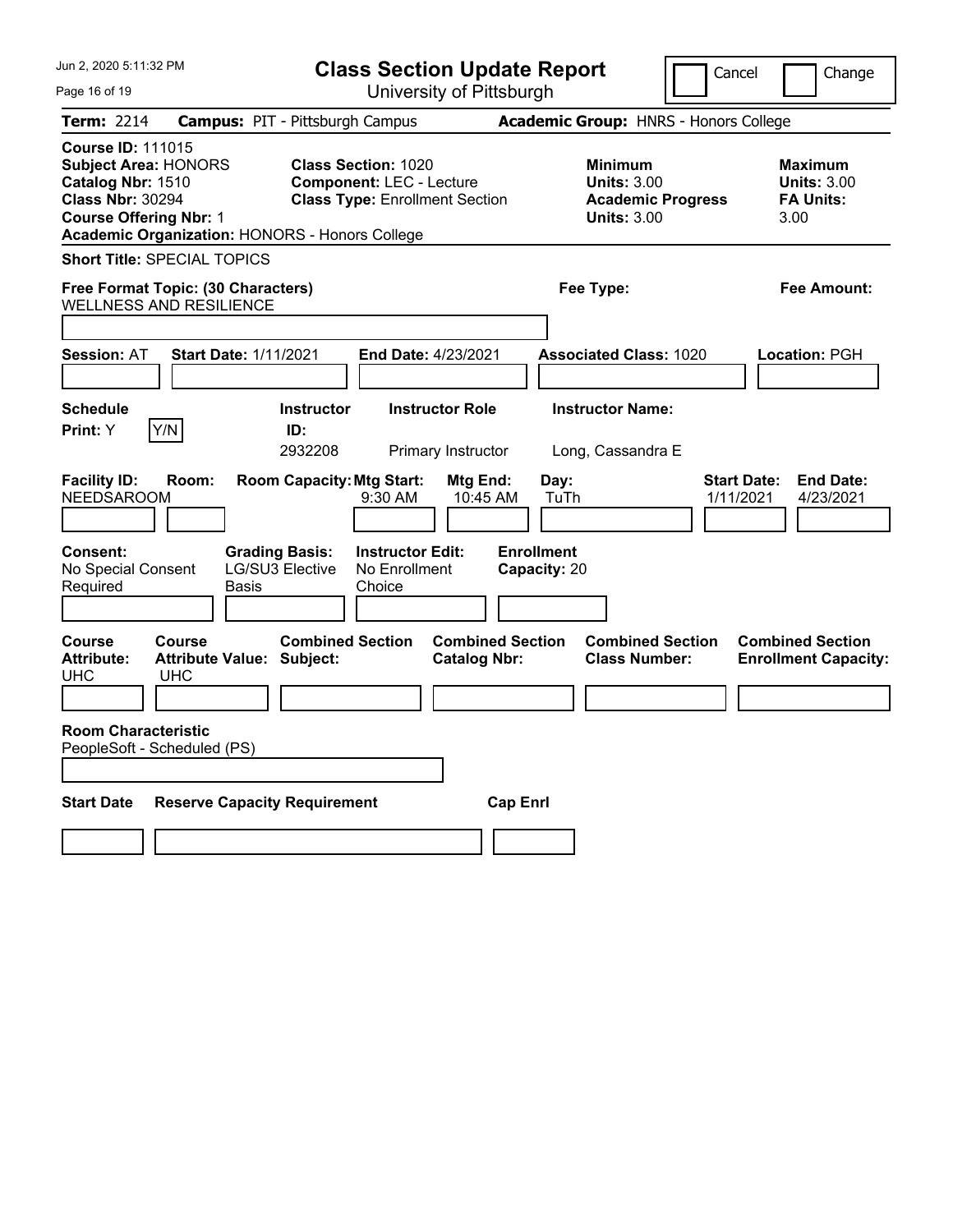Jun 2, 2020 5:11:32 PM

# Class Section Update Report

University of Pittsburgh

Cancel Change

**Term:** 2214 **Campus:** PIT - Pittsburgh Campus **Academic Group:** HNRS - Honors College

**Course ID:** 111015
**Subject Area:** HONORS
**Catalog Nbr:** 1510
**Class Nbr:** 30294
**Course Offering Nbr:** 1
**Academic Organization:** HONORS - Honors College

**Class Section:** 1020
**Component:** LEC - Lecture
**Class Type:** Enrollment Section

**Minimum Units:** 3.00
**Academic Progress Units:** 3.00

**Maximum Units:** 3.00
**FA Units:** 3.00

**Short Title:** SPECIAL TOPICS

**Free Format Topic: (30 Characters)**
WELLNESS AND RESILIENCE

**Fee Type:**
**Fee Amount:**

**Session:** AT **Start Date:** 1/11/2021 **End Date:** 4/23/2021 **Associated Class:** 1020 **Location:** PGH

| Schedule Print: | | Instructor ID: | Instructor Role | Instructor Name: |
|---|---|---|---|---|
| Y | Y/N | 2932208 | Primary Instructor | Long, Cassandra E |

| Facility ID: | Room: | Room Capacity: | Mtg Start: | Mtg End: | Day: | Start Date: | End Date: |
|---|---|---|---|---|---|---|---|
| NEEDSAROOM | | | 9:30 AM | 10:45 AM | TuTh | 1/11/2021 | 4/23/2021 |

| Consent: | Grading Basis: | Instructor Edit: | Enrollment Capacity: |
|---|---|---|---|
| No Special Consent Required | LG/SU3 Elective Basis | No Enrollment Choice | 20 |

| Course Attribute: | Course Attribute Value: | Combined Section Subject: | Combined Section Catalog Nbr: | Combined Section Class Number: | Combined Section Enrollment Capacity: |
|---|---|---|---|---|---|
| UHC | UHC | | | | |

**Room Characteristic**
PeopleSoft - Scheduled (PS)

| Start Date | Reserve Capacity Requirement | Cap Enrl |
|---|---|---|
| | | |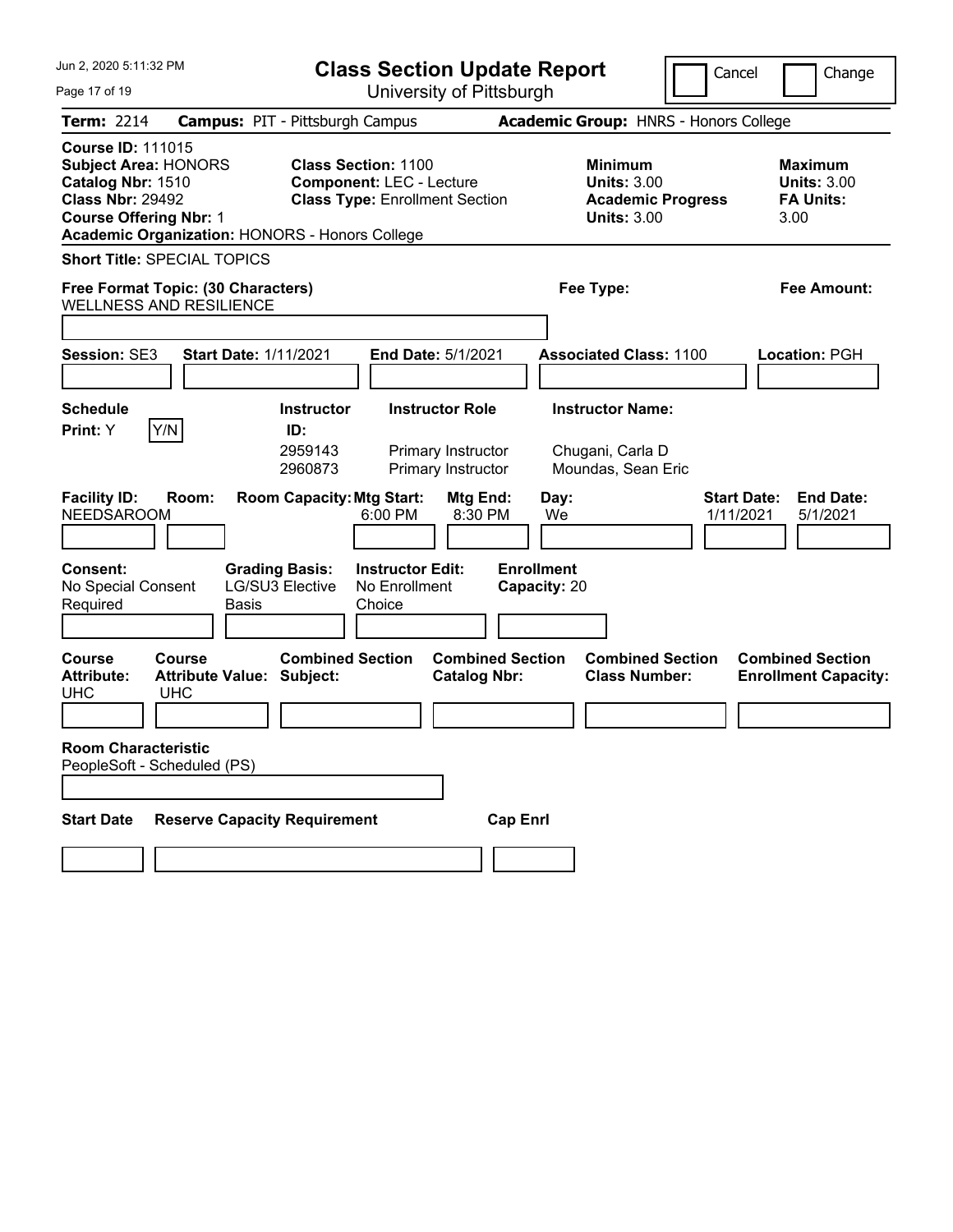# Class Section Update Report

University of Pittsburgh

Cancel | Change

**Term:** 2214 **Campus:** PIT - Pittsburgh Campus **Academic Group:** HNRS - Honors College

**Course ID:** 111015
**Subject Area:** HONORS
**Catalog Nbr:** 1510
**Class Nbr:** 29492
**Course Offering Nbr:** 1
**Academic Organization:** HONORS - Honors College

**Class Section:** 1100
**Component:** LEC - Lecture
**Class Type:** Enrollment Section

**Minimum Units:** 3.00
**Academic Progress Units:** 3.00

**Maximum Units:** 3.00
**FA Units:** 3.00

**Short Title:** SPECIAL TOPICS

**Free Format Topic: (30 Characters)**
WELLNESS AND RESILIENCE

**Fee Type:**

**Fee Amount:**

**Session:** SE3 **Start Date:** 1/11/2021 **End Date:** 5/1/2021 **Associated Class:** 1100 **Location:** PGH

**Schedule Print:** Y Y/N

| Instructor ID: | Instructor Role | Instructor Name: |
|---|---|---|
| 2959143 | Primary Instructor | Chugani, Carla D |
| 2960873 | Primary Instructor | Moundas, Sean Eric |

| Facility ID: | Room: | Room Capacity: | Mtg Start: | Mtg End: | Day: | Start Date: | End Date: |
|---|---|---|---|---|---|---|---|
| NEEDSAROOM | | | 6:00 PM | 8:30 PM | We | 1/11/2021 | 5/1/2021 |

**Consent:** No Special Consent Required
**Grading Basis:** LG/SU3 Elective Basis
**Instructor Edit:** No Enrollment Choice
**Enrollment Capacity:** 20

| Course Attribute: | Course Attribute Value: | Combined Section Subject: | Combined Section Catalog Nbr: | Combined Section Class Number: | Combined Section Enrollment Capacity: |
|---|---|---|---|---|---|
| UHC | UHC | | | | |

**Room Characteristic**
PeopleSoft - Scheduled (PS)

| Start Date | Reserve Capacity Requirement | Cap Enrl |
|---|---|---|
| | | |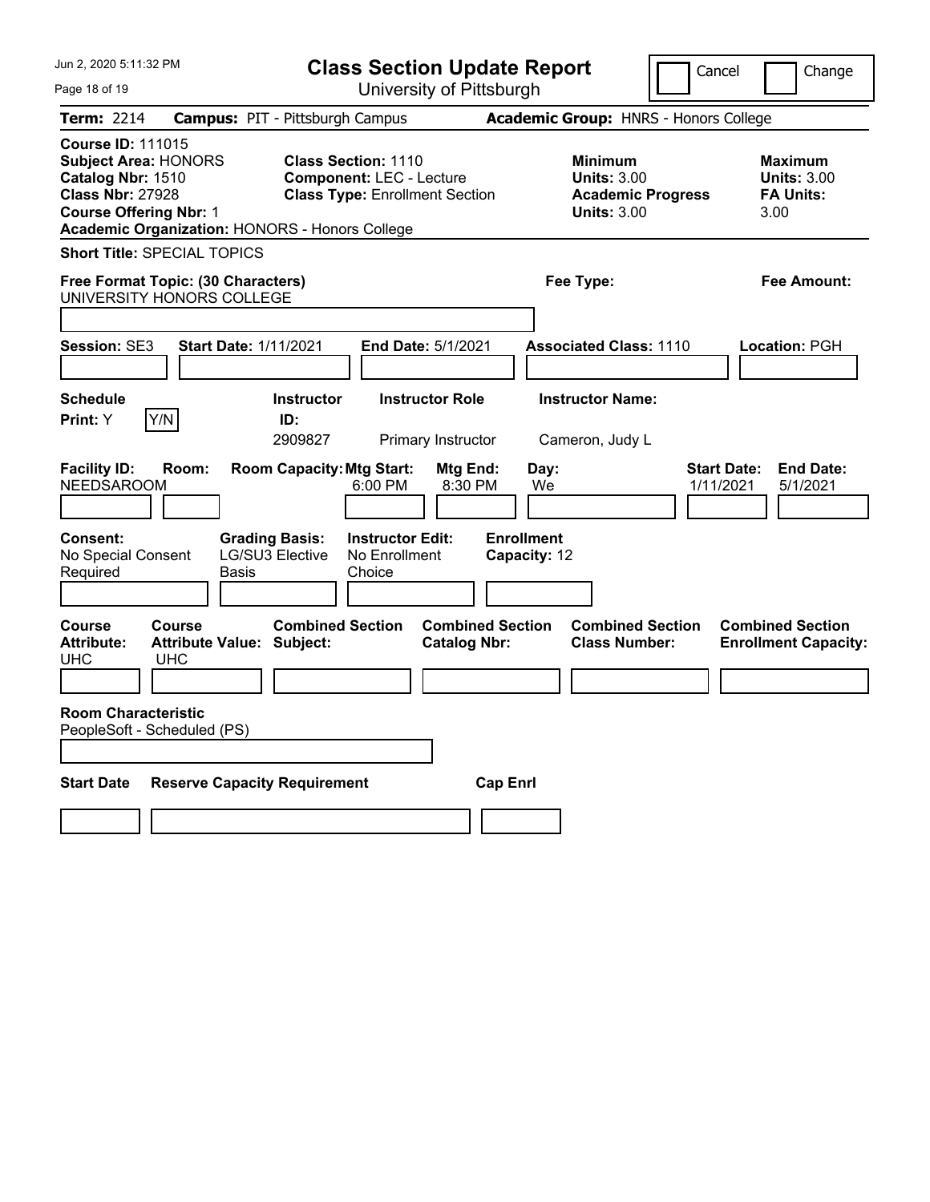# Class Section Update Report

University of Pittsburgh

Jun 2, 2020 5:11:32 PM

Cancel | Change

**Term:** 2214 **Campus:** PIT - Pittsburgh Campus **Academic Group:** HNRS - Honors College

**Course ID:** 111015
**Subject Area:** HONORS
**Catalog Nbr:** 1510
**Class Nbr:** 27928
**Course Offering Nbr:** 1
**Academic Organization:** HONORS - Honors College

**Class Section:** 1110
**Component:** LEC - Lecture
**Class Type:** Enrollment Section

**Minimum Units:** 3.00
**Academic Progress Units:** 3.00

**Maximum Units:** 3.00
**FA Units:** 3.00

**Short Title:** SPECIAL TOPICS

**Free Format Topic: (30 Characters)**
UNIVERSITY HONORS COLLEGE

**Fee Type:**

**Fee Amount:**

**Session:** SE3 **Start Date:** 1/11/2021 **End Date:** 5/1/2021 **Associated Class:** 1110 **Location:** PGH

| Schedule Print | Instructor ID | Instructor Role | Instructor Name |
|---|---|---|---|
| Y (Y/N) | 2909827 | Primary Instructor | Cameron, Judy L |

| Facility ID | Room | Room Capacity | Mtg Start | Mtg End | Day | Start Date | End Date |
|---|---|---|---|---|---|---|---|
| NEEDSAROOM | | | 6:00 PM | 8:30 PM | We | 1/11/2021 | 5/1/2021 |

| Consent | Grading Basis | Instructor Edit | Enrollment Capacity |
|---|---|---|---|
| No Special Consent Required | LG/SU3 Elective Basis | No Enrollment Choice | 12 |

| Course Attribute | Course Attribute Value | Combined Section Subject | Combined Section Catalog Nbr | Combined Section Class Number | Combined Section Enrollment Capacity |
|---|---|---|---|---|---|
| UHC | UHC | | | | |

**Room Characteristic**
PeopleSoft - Scheduled (PS)

| Start Date | Reserve Capacity Requirement | Cap Enrl |
|---|---|---|
| | | |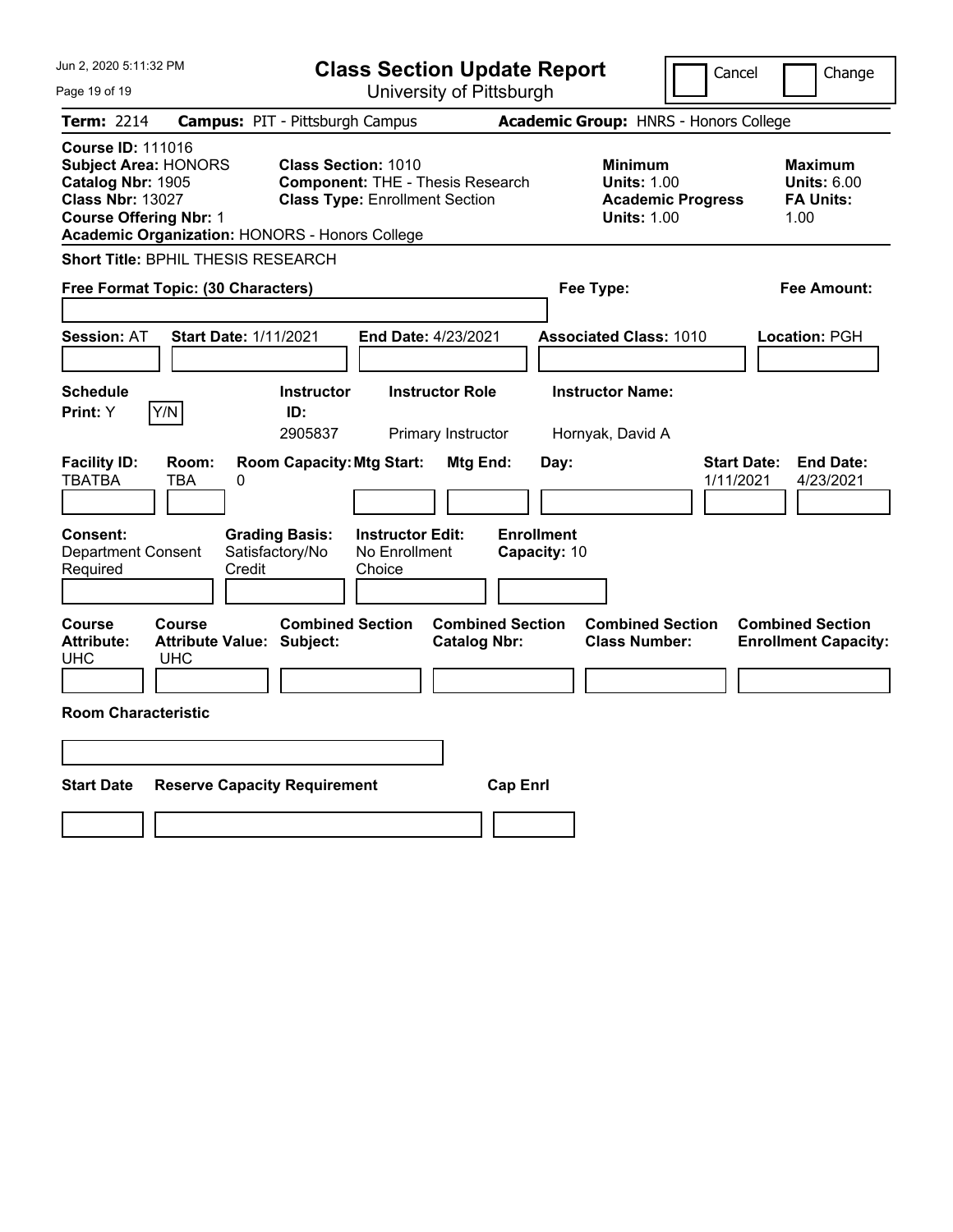Jun 2, 2020 5:11:32 PM

# Class Section Update Report

University of Pittsburgh

Cancel Change

**Term:** 2214 **Campus:** PIT - Pittsburgh Campus **Academic Group:** HNRS - Honors College

**Course ID:** 111016
**Subject Area:** HONORS **Class Section:** 1010 **Minimum** **Maximum**
**Catalog Nbr:** 1905 **Component:** THE - Thesis Research **Units:** 1.00 **Units:** 6.00
**Class Nbr:** 13027 **Class Type:** Enrollment Section **Academic Progress** **FA Units:**
**Course Offering Nbr:** 1 **Units:** 1.00 1.00
**Academic Organization:** HONORS - Honors College

**Short Title:** BPHIL THESIS RESEARCH

**Free Format Topic: (30 Characters)** **Fee Type:** **Fee Amount:**

**Session:** AT **Start Date:** 1/11/2021 **End Date:** 4/23/2021 **Associated Class:** 1010 **Location:** PGH

| Schedule Print | | Instructor ID | Instructor Role | Instructor Name |
|---|---|---|---|---|
| Y | Y/N | 2905837 | Primary Instructor | Hornyak, David A |

| Facility ID | Room | Room Capacity | Mtg Start | Mtg End | Day | Start Date | End Date |
|---|---|---|---|---|---|---|---|
| TBATBA | TBA | 0 | | | | 1/11/2021 | 4/23/2021 |

| Consent | Grading Basis | Instructor Edit | Enrollment Capacity |
|---|---|---|---|
| Department Consent Required | Satisfactory/No Credit | No Enrollment Choice | 10 |

| Course Attribute | Course Attribute Value | Combined Section Subject | Combined Section Catalog Nbr | Combined Section Class Number | Combined Section Enrollment Capacity |
|---|---|---|---|---|---|
| UHC | UHC | | | | |

**Room Characteristic**

| Start Date | Reserve Capacity Requirement | Cap Enrl |
|---|---|---|
| | | |